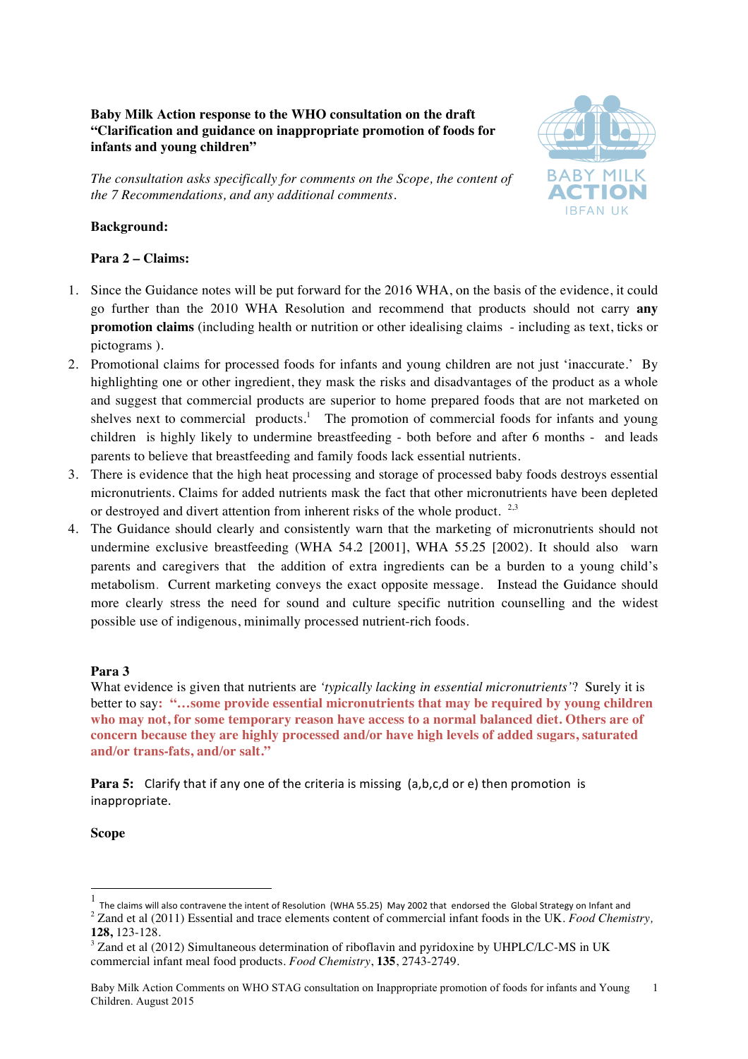**Baby Milk Action response to the WHO consultation on the draft "Clarification and guidance on inappropriate promotion of foods for infants and young children"**

*The consultation asks specifically for comments on the Scope, the content of the 7 Recommendations, and any additional comments.*

**Background:**

**Para 2 – Claims:**

1. Since the Guidance notes will be put forward for the 2016 WHA, on the basis of the evidence, it could go further than the 2010 WHA Resolution and recommend that products should not carry **any promotion claims** (including health or nutrition or other idealising claims - including as text, ticks or pictograms ).
2. Promotional claims for processed foods for infants and young children are not just 'inaccurate.' By highlighting one or other ingredient, they mask the risks and disadvantages of the product as a whole and suggest that commercial products are superior to home prepared foods that are not marketed on shelves next to commercial products.[1] The promotion of commercial foods for infants and young children is highly likely to undermine breastfeeding - both before and after 6 months - and leads parents to believe that breastfeeding and family foods lack essential nutrients.
3. There is evidence that the high heat processing and storage of processed baby foods destroys essential micronutrients. Claims for added nutrients mask the fact that other micronutrients have been depleted or destroyed and divert attention from inherent risks of the whole product. [2,3]
4. The Guidance should clearly and consistently warn that the marketing of micronutrients should not undermine exclusive breastfeeding (WHA 54.2 [2001], WHA 55.25 [2002). It should also warn parents and caregivers that the addition of extra ingredients can be a burden to a young child's metabolism. Current marketing conveys the exact opposite message. Instead the Guidance should more clearly stress the need for sound and culture specific nutrition counselling and the widest possible use of indigenous, minimally processed nutrient-rich foods.

**Para 3**

What evidence is given that nutrients are *'typically lacking in essential micronutrients'*? Surely it is better to say: **"…some provide essential micronutrients that may be required by young children who may not, for some temporary reason have access to a normal balanced diet. Others are of concern because they are highly processed and/or have high levels of added sugars, saturated and/or trans-fats, and/or salt."**

**Para 5:** Clarify that if any one of the criteria is missing (a,b,c,d or e) then promotion is inappropriate.

**Scope**

---

[1] The claims will also contravene the intent of Resolution (WHA 55.25) May 2002 that endorsed the Global Strategy on Infant and

[2] Zand et al (2011) Essential and trace elements content of commercial infant foods in the UK. *Food Chemistry*, **128,** 123-128.

[3] Zand et al (2012) Simultaneous determination of riboflavin and pyridoxine by UHPLC/LC-MS in UK commercial infant meal food products. *Food Chemistry*, **135**, 2743-2749.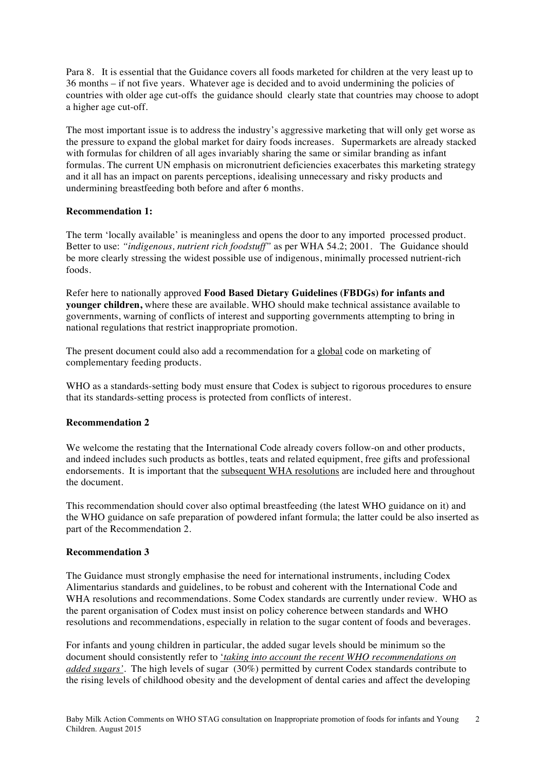Para 8. It is essential that the Guidance covers all foods marketed for children at the very least up to 36 months – if not five years. Whatever age is decided and to avoid undermining the policies of countries with older age cut-offs the guidance should clearly state that countries may choose to adopt a higher age cut-off.

The most important issue is to address the industry's aggressive marketing that will only get worse as the pressure to expand the global market for dairy foods increases. Supermarkets are already stacked with formulas for children of all ages invariably sharing the same or similar branding as infant formulas. The current UN emphasis on micronutrient deficiencies exacerbates this marketing strategy and it all has an impact on parents perceptions, idealising unnecessary and risky products and undermining breastfeeding both before and after 6 months.

**Recommendation 1:**

The term 'locally available' is meaningless and opens the door to any imported processed product. Better to use: *"indigenous, nutrient rich foodstuff"* as per WHA 54.2; 2001. The Guidance should be more clearly stressing the widest possible use of indigenous, minimally processed nutrient-rich foods.

Refer here to nationally approved **Food Based Dietary Guidelines (FBDGs) for infants and younger children,** where these are available. WHO should make technical assistance available to governments, warning of conflicts of interest and supporting governments attempting to bring in national regulations that restrict inappropriate promotion.

The present document could also add a recommendation for a global code on marketing of complementary feeding products.

WHO as a standards-setting body must ensure that Codex is subject to rigorous procedures to ensure that its standards-setting process is protected from conflicts of interest.

**Recommendation 2**

We welcome the restating that the International Code already covers follow-on and other products, and indeed includes such products as bottles, teats and related equipment, free gifts and professional endorsements. It is important that the subsequent WHA resolutions are included here and throughout the document.

This recommendation should cover also optimal breastfeeding (the latest WHO guidance on it) and the WHO guidance on safe preparation of powdered infant formula; the latter could be also inserted as part of the Recommendation 2.

**Recommendation 3**

The Guidance must strongly emphasise the need for international instruments, including Codex Alimentarius standards and guidelines, to be robust and coherent with the International Code and WHA resolutions and recommendations. Some Codex standards are currently under review. WHO as the parent organisation of Codex must insist on policy coherence between standards and WHO resolutions and recommendations, especially in relation to the sugar content of foods and beverages.

For infants and young children in particular, the added sugar levels should be minimum so the document should consistently refer to '*taking into account the recent WHO recommendations on added sugars*'. The high levels of sugar (30%) permitted by current Codex standards contribute to the rising levels of childhood obesity and the development of dental caries and affect the developing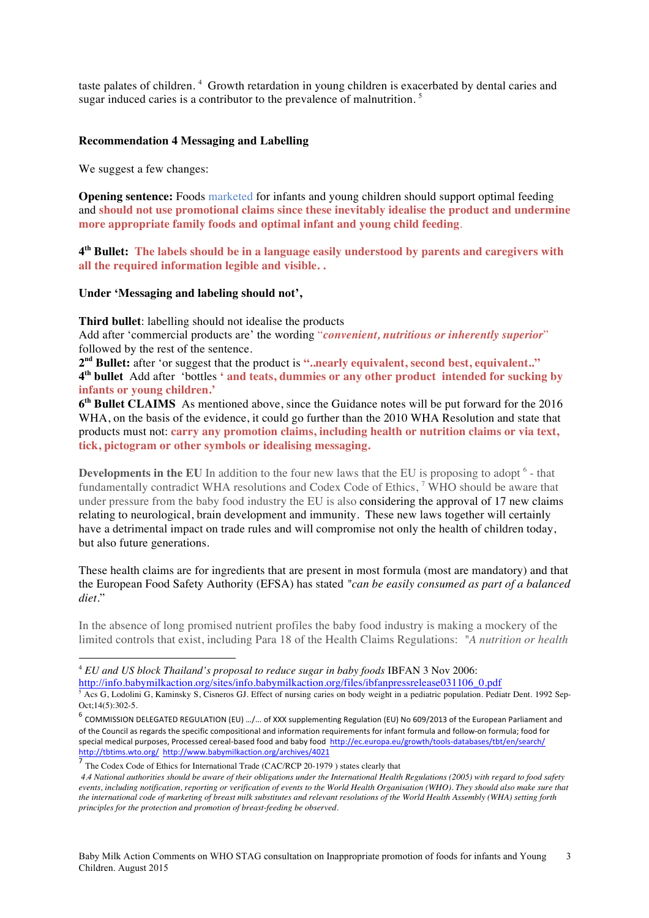taste palates of children.[4] Growth retardation in young children is exacerbated by dental caries and sugar induced caries is a contributor to the prevalence of malnutrition.[5]

**Recommendation 4 Messaging and Labelling**

We suggest a few changes:

**Opening sentence:** Foods marketed for infants and young children should support optimal feeding and **should not use promotional claims since these inevitably idealise the product and undermine more appropriate family foods and optimal infant and young child feeding**.

**4th Bullet: The labels should be in a language easily understood by parents and caregivers with all the required information legible and visible. .**

**Under 'Messaging and labeling should not',**

**Third bullet**: labelling should not idealise the products
Add after 'commercial products are' the wording "***convenient, nutritious or inherently superior***" followed by the rest of the sentence.
**2nd Bullet:** after 'or suggest that the product is **"..nearly equivalent, second best, equivalent.."**
**4th bullet** Add after 'bottles **' and teats, dummies or any other product intended for sucking by infants or young children.'**
**6th Bullet CLAIMS** As mentioned above, since the Guidance notes will be put forward for the 2016 WHA, on the basis of the evidence, it could go further than the 2010 WHA Resolution and state that products must not: **carry any promotion claims, including health or nutrition claims or via text, tick, pictogram or other symbols or idealising messaging.**

**Developments in the EU** In addition to the four new laws that the EU is proposing to adopt [6] - that fundamentally contradict WHA resolutions and Codex Code of Ethics,[7] WHO should be aware that under pressure from the baby food industry the EU is also considering the approval of 17 new claims relating to neurological, brain development and immunity. These new laws together will certainly have a detrimental impact on trade rules and will compromise not only the health of children today, but also future generations.

These health claims are for ingredients that are present in most formula (most are mandatory) and that the European Food Safety Authority (EFSA) has stated *"can be easily consumed as part of a balanced diet*."

In the absence of long promised nutrient profiles the baby food industry is making a mockery of the limited controls that exist, including Para 18 of the Health Claims Regulations: "*A nutrition or health*

---

[4] *EU and US block Thailand's proposal to reduce sugar in baby foods* IBFAN 3 Nov 2006: http://info.babymilkaction.org/sites/info.babymilkaction.org/files/ibfanpressrelease031106_0.pdf

[5] Acs G, Lodolini G, Kaminsky S, Cisneros GJ. Effect of nursing caries on body weight in a pediatric population. Pediatr Dent. 1992 Sep-Oct;14(5):302-5.

[6] COMMISSION DELEGATED REGULATION (EU) …/… of XXX supplementing Regulation (EU) No 609/2013 of the European Parliament and of the Council as regards the specific compositional and information requirements for infant formula and follow-on formula; food for special medical purposes, Processed cereal-based food and baby food http://ec.europa.eu/growth/tools-databases/tbt/en/search/ http://tbtims.wto.org/ http://www.babymilkaction.org/archives/4021

[7] The Codex Code of Ethics for International Trade (CAC/RCP 20-1979 ) states clearly that
*4.4 National authorities should be aware of their obligations under the International Health Regulations (2005) with regard to food safety events, including notification, reporting or verification of events to the World Health Organisation (WHO). They should also make sure that the international code of marketing of breast milk substitutes and relevant resolutions of the World Health Assembly (WHA) setting forth principles for the protection and promotion of breast-feeding be observed.*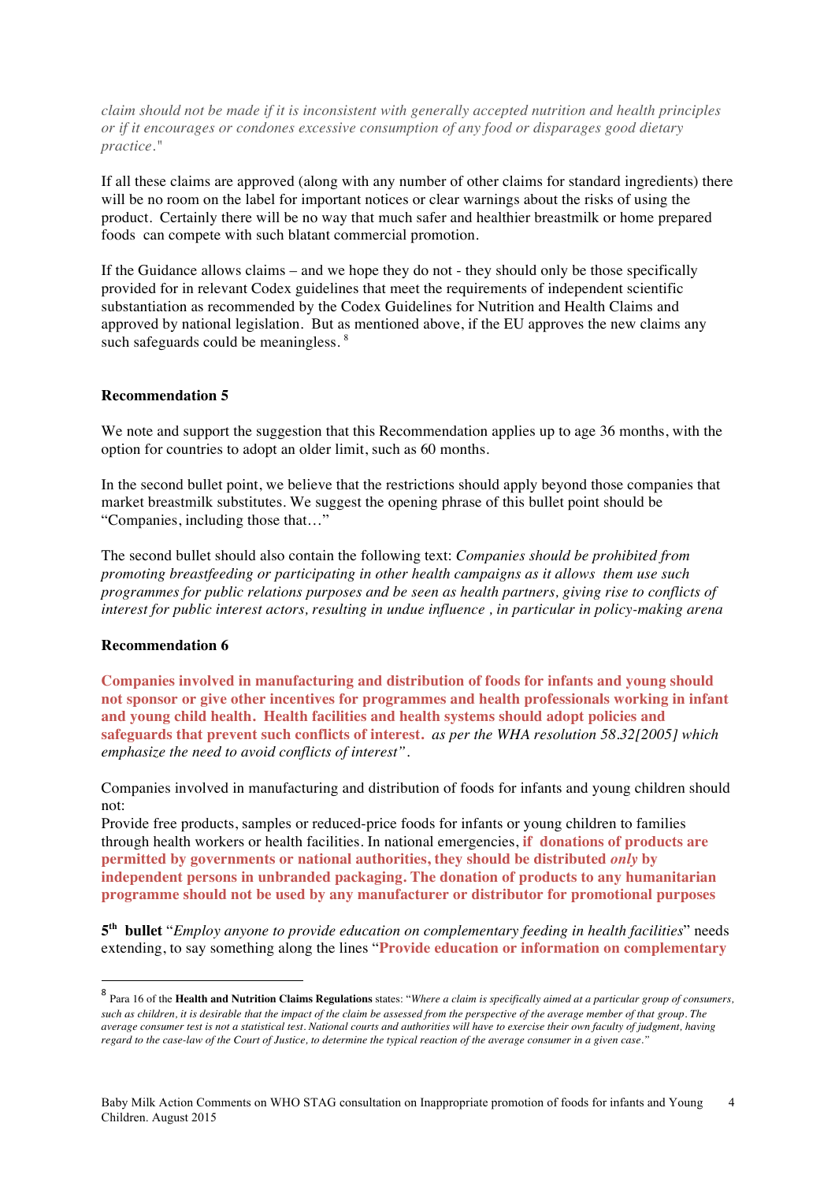*claim should not be made if it is inconsistent with generally accepted nutrition and health principles or if it encourages or condones excessive consumption of any food or disparages good dietary practice."*

If all these claims are approved (along with any number of other claims for standard ingredients) there will be no room on the label for important notices or clear warnings about the risks of using the product. Certainly there will be no way that much safer and healthier breastmilk or home prepared foods can compete with such blatant commercial promotion.

If the Guidance allows claims – and we hope they do not - they should only be those specifically provided for in relevant Codex guidelines that meet the requirements of independent scientific substantiation as recommended by the Codex Guidelines for Nutrition and Health Claims and approved by national legislation. But as mentioned above, if the EU approves the new claims any such safeguards could be meaningless. [8]

**Recommendation 5**

We note and support the suggestion that this Recommendation applies up to age 36 months, with the option for countries to adopt an older limit, such as 60 months.

In the second bullet point, we believe that the restrictions should apply beyond those companies that market breastmilk substitutes. We suggest the opening phrase of this bullet point should be "Companies, including those that…"

The second bullet should also contain the following text: *Companies should be prohibited from promoting breastfeeding or participating in other health campaigns as it allows them use such programmes for public relations purposes and be seen as health partners, giving rise to conflicts of interest for public interest actors, resulting in undue influence , in particular in policy-making arena*

**Recommendation 6**

**Companies involved in manufacturing and distribution of foods for infants and young should not sponsor or give other incentives for programmes and health professionals working in infant and young child health. Health facilities and health systems should adopt policies and safeguards that prevent such conflicts of interest.** *as per the WHA resolution 58.32[2005] which emphasize the need to avoid conflicts of interest".*

Companies involved in manufacturing and distribution of foods for infants and young children should not:
Provide free products, samples or reduced-price foods for infants or young children to families through health workers or health facilities. In national emergencies, **if donations of products are permitted by governments or national authorities, they should be distributed *only* by independent persons in unbranded packaging. The donation of products to any humanitarian programme should not be used by any manufacturer or distributor for promotional purposes**

**5th bullet** "*Employ anyone to provide education on complementary feeding in health facilities*" needs extending, to say something along the lines "**Provide education or information on complementary**

[8] Para 16 of the **Health and Nutrition Claims Regulations** states: "*Where a claim is specifically aimed at a particular group of consumers, such as children, it is desirable that the impact of the claim be assessed from the perspective of the average member of that group. The average consumer test is not a statistical test. National courts and authorities will have to exercise their own faculty of judgment, having regard to the case-law of the Court of Justice, to determine the typical reaction of the average consumer in a given case."*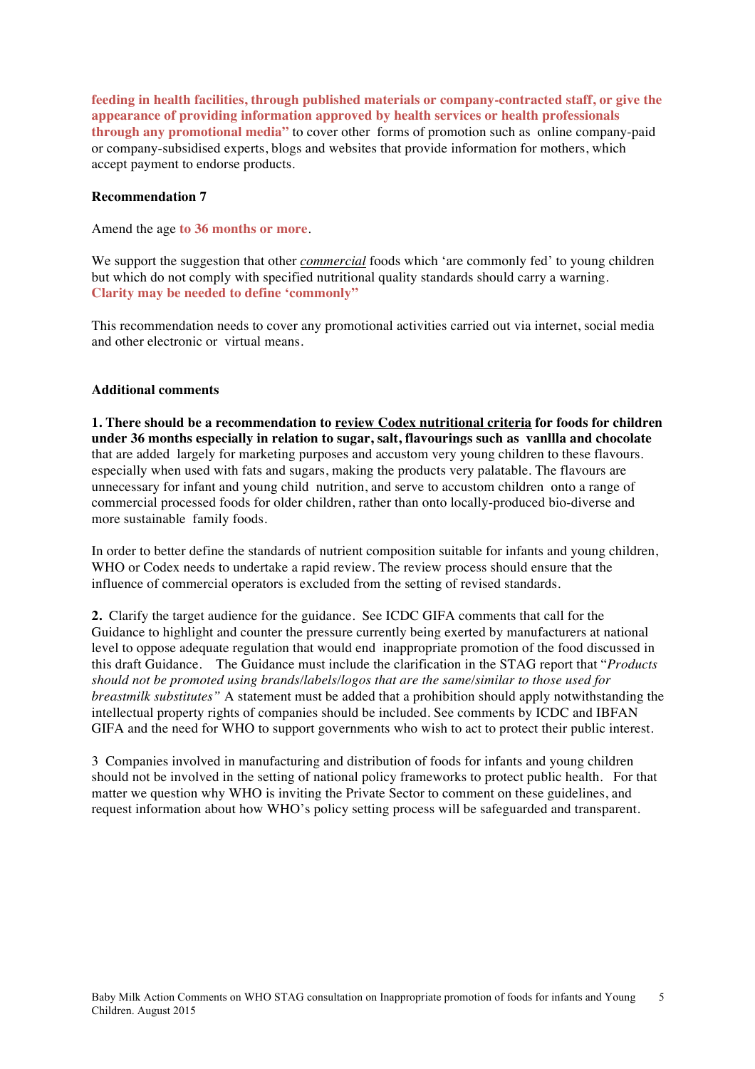**feeding in health facilities, through published materials or company-contracted staff, or give the appearance of providing information approved by health services or health professionals through any promotional media"** to cover other forms of promotion such as online company-paid or company-subsidised experts, blogs and websites that provide information for mothers, which accept payment to endorse products.

**Recommendation 7**

Amend the age **to 36 months or more**.

We support the suggestion that other *commercial* foods which 'are commonly fed' to young children but which do not comply with specified nutritional quality standards should carry a warning. **Clarity may be needed to define 'commonly"**

This recommendation needs to cover any promotional activities carried out via internet, social media and other electronic or virtual means.

**Additional comments**

**1. There should be a recommendation to review Codex nutritional criteria for foods for children under 36 months especially in relation to sugar, salt, flavourings such as vanllla and chocolate** that are added largely for marketing purposes and accustom very young children to these flavours. especially when used with fats and sugars, making the products very palatable. The flavours are unnecessary for infant and young child nutrition, and serve to accustom children onto a range of commercial processed foods for older children, rather than onto locally-produced bio-diverse and more sustainable family foods.

In order to better define the standards of nutrient composition suitable for infants and young children, WHO or Codex needs to undertake a rapid review. The review process should ensure that the influence of commercial operators is excluded from the setting of revised standards.

**2.** Clarify the target audience for the guidance. See ICDC GIFA comments that call for the Guidance to highlight and counter the pressure currently being exerted by manufacturers at national level to oppose adequate regulation that would end inappropriate promotion of the food discussed in this draft Guidance. The Guidance must include the clarification in the STAG report that "*Products should not be promoted using brands/labels/logos that are the same/similar to those used for breastmilk substitutes"* A statement must be added that a prohibition should apply notwithstanding the intellectual property rights of companies should be included. See comments by ICDC and IBFAN GIFA and the need for WHO to support governments who wish to act to protect their public interest.

3 Companies involved in manufacturing and distribution of foods for infants and young children should not be involved in the setting of national policy frameworks to protect public health. For that matter we question why WHO is inviting the Private Sector to comment on these guidelines, and request information about how WHO's policy setting process will be safeguarded and transparent.